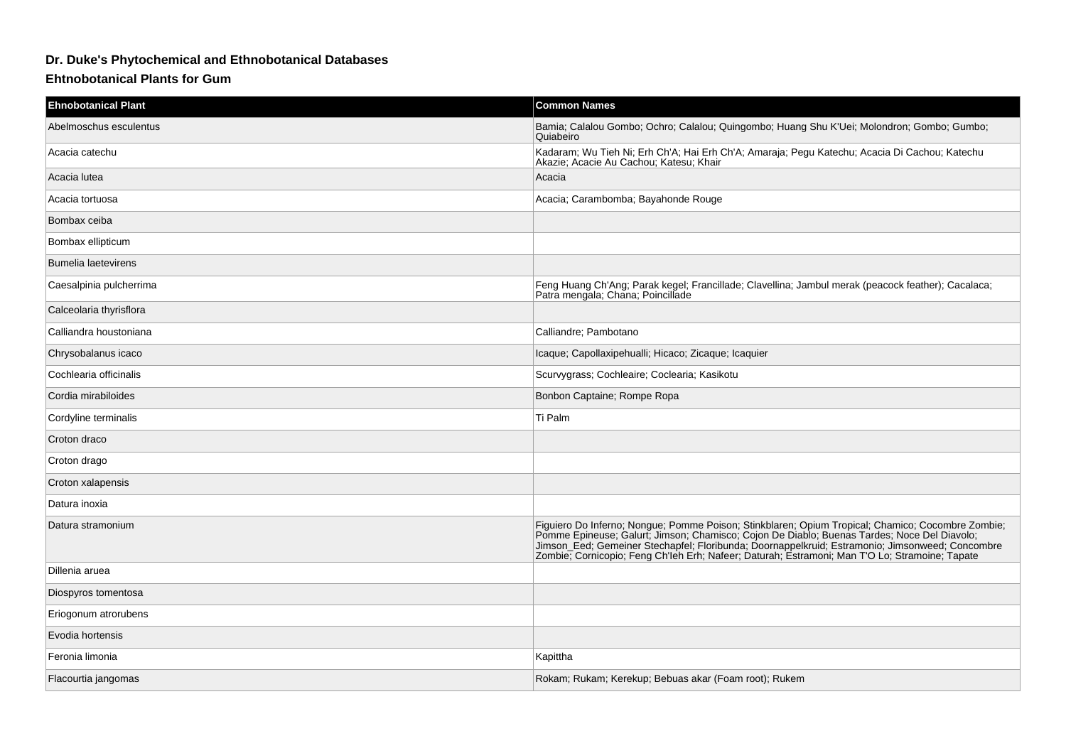## Dr. Duke's Phytochemical and Ethnobotanical Databases

### Ehtnobotanical Plants for Gum

| Ehnobotanical Plant | Common Names |
|---|---|
| Abelmoschus esculentus | Bamia; Calalou Gombo; Ochro; Calalou; Quingombo; Huang Shu K'Uei; Molondron; Gombo; Gumbo; Quiabeiro |
| Acacia catechu | Kadaram; Wu Tieh Ni; Erh Ch'A; Hai Erh Ch'A; Amaraja; Pegu Katechu; Acacia Di Cachou; Katechu Akazie; Acacie Au Cachou; Katesu; Khair |
| Acacia lutea | Acacia |
| Acacia tortuosa | Acacia; Carambomba; Bayahonde Rouge |
| Bombax ceiba | |
| Bombax ellipticum | |
| Bumelia laetevirens | |
| Caesalpinia pulcherrima | Feng Huang Ch'Ang; Parak kegel; Francillade; Clavellina; Jambul merak (peacock feather); Cacalaca; Patra mengala; Chana; Poincillade |
| Calceolaria thyrisflora | |
| Calliandra houstoniana | Calliandre; Pambotano |
| Chrysobalanus icaco | Icaque; Capollaxipehualli; Hicaco; Zicaque; Icaquier |
| Cochlearia officinalis | Scurvygrass; Cochleaire; Coclearia; Kasikotu |
| Cordia mirabiloides | Bonbon Captaine; Rompe Ropa |
| Cordyline terminalis | Ti Palm |
| Croton draco | |
| Croton drago | |
| Croton xalapensis | |
| Datura inoxia | |
| Datura stramonium | Figuiero Do Inferno; Nongue; Pomme Poison; Stinkblaren; Opium Tropical; Chamico; Cocombre Zombie; Pomme Epineuse; Galurt; Jimson; Chamisco; Cojon De Diablo; Buenas Tardes; Noce Del Diavolo; Jimson_Eed; Gemeiner Stechapfel; Floribunda; Doornappelkruid; Estramonio; Jimsonweed; Concombre Zombie; Cornicopio; Feng Ch'Ieh Erh; Nafeer; Daturah; Estramoni; Man T'O Lo; Stramoine; Tapate |
| Dillenia aruea | |
| Diospyros tomentosa | |
| Eriogonum atrorubens | |
| Evodia hortensis | |
| Feronia limonia | Kapittha |
| Flacourtia jangomas | Rokam; Rukam; Kerekup; Bebuas akar (Foam root); Rukem |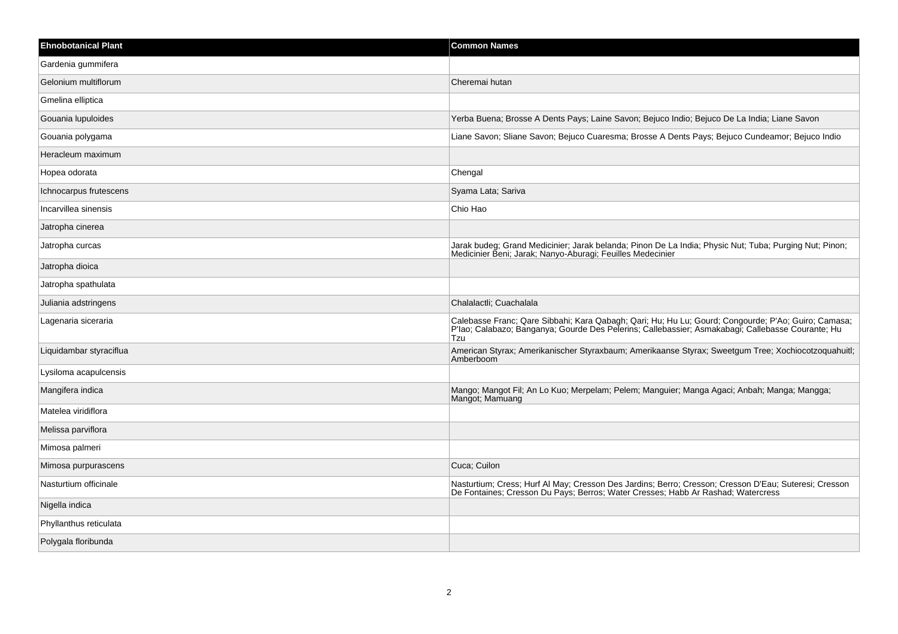| Ehnobotanical Plant | Common Names |
| --- | --- |
| Gardenia gummifera | |
| Gelonium multiflorum | Cheremai hutan |
| Gmelina elliptica | |
| Gouania lupuloides | Yerba Buena; Brosse A Dents Pays; Laine Savon; Bejuco Indio; Bejuco De La India; Liane Savon |
| Gouania polygama | Liane Savon; Sliane Savon; Bejuco Cuaresma; Brosse A Dents Pays; Bejuco Cundeamor; Bejuco Indio |
| Heracleum maximum | |
| Hopea odorata | Chengal |
| Ichnocarpus frutescens | Syama Lata; Sariva |
| Incarvillea sinensis | Chio Hao |
| Jatropha cinerea | |
| Jatropha curcas | Jarak budeg; Grand Medicinier; Jarak belanda; Pinon De La India; Physic Nut; Tuba; Purging Nut; Pinon; Medicinier Beni; Jarak; Nanyo-Aburagi; Feuilles Medecinier |
| Jatropha dioica | |
| Jatropha spathulata | |
| Juliania adstringens | Chalalactli; Cuachalala |
| Lagenaria siceraria | Calebasse Franc; Qare Sibbahi; Kara Qabagh; Qari; Hu; Hu Lu; Gourd; Congourde; P'Ao; Guiro; Camasa; P'Iao; Calabazo; Banganya; Gourde Des Pelerins; Callebassier; Asmakabagi; Callebasse Courante; Hu Tzu |
| Liquidambar styraciflua | American Styrax; Amerikanischer Styraxbaum; Amerikaanse Styrax; Sweetgum Tree; Xochiocotzoquahuitl; Amberboom |
| Lysiloma acapulcensis | |
| Mangifera indica | Mango; Mangot Fil; An Lo Kuo; Merpelam; Pelem; Manguier; Manga Agaci; Anbah; Manga; Mangga; Mangot; Mamuang |
| Matelea viridiflora | |
| Melissa parviflora | |
| Mimosa palmeri | |
| Mimosa purpurascens | Cuca; Cuilon |
| Nasturtium officinale | Nasturtium; Cress; Hurf Al May; Cresson Des Jardins; Berro; Cresson; Cresson D'Eau; Suteresi; Cresson De Fontaines; Cresson Du Pays; Berros; Water Cresses; Habb Ar Rashad; Watercress |
| Nigella indica | |
| Phyllanthus reticulata | |
| Polygala floribunda | |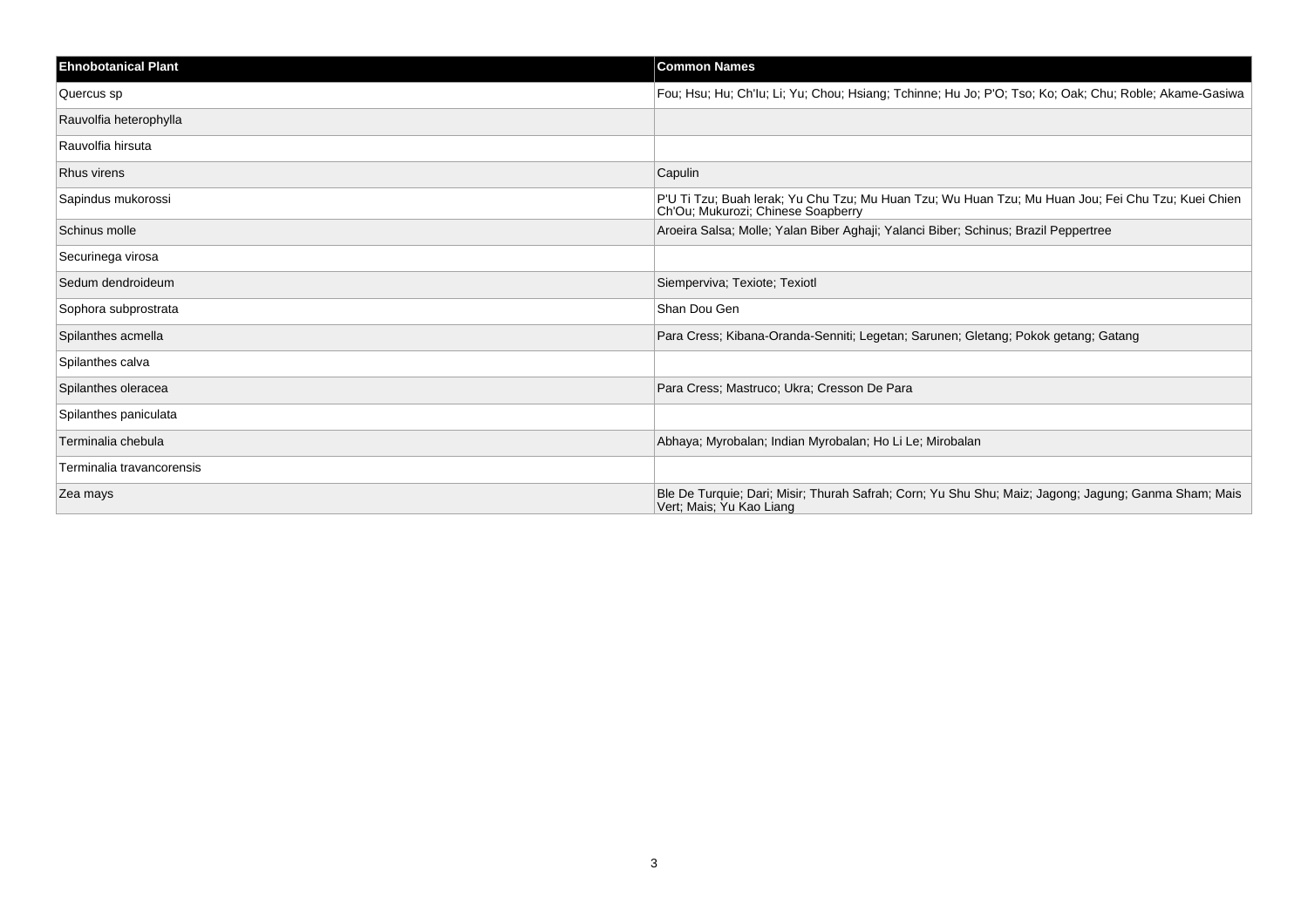| Ehnobotanical Plant | Common Names |
| --- | --- |
| Quercus sp | Fou; Hsu; Hu; Ch'Iu; Li; Yu; Chou; Hsiang; Tchinne; Hu Jo; P'O; Tso; Ko; Oak; Chu; Roble; Akame-Gasiwa |
| Rauvolfia heterophylla | |
| Rauvolfia hirsuta | |
| Rhus virens | Capulin |
| Sapindus mukorossi | P'U Ti Tzu; Buah lerak; Yu Chu Tzu; Mu Huan Tzu; Wu Huan Tzu; Mu Huan Jou; Fei Chu Tzu; Kuei Chien Ch'Ou; Mukurozi; Chinese Soapberry |
| Schinus molle | Aroeira Salsa; Molle; Yalan Biber Aghaji; Yalanci Biber; Schinus; Brazil Peppertree |
| Securinega virosa | |
| Sedum dendroideum | Siemperviva; Texiote; Texiotl |
| Sophora subprostrata | Shan Dou Gen |
| Spilanthes acmella | Para Cress; Kibana-Oranda-Senniti; Legetan; Sarunen; Gletang; Pokok getang; Gatang |
| Spilanthes calva | |
| Spilanthes oleracea | Para Cress; Mastruco; Ukra; Cresson De Para |
| Spilanthes paniculata | |
| Terminalia chebula | Abhaya; Myrobalan; Indian Myrobalan; Ho Li Le; Mirobalan |
| Terminalia travancorensis | |
| Zea mays | Ble De Turquie; Dari; Misir; Thurah Safrah; Corn; Yu Shu Shu; Maiz; Jagong; Jagung; Ganma Sham; Mais Vert; Mais; Yu Kao Liang |